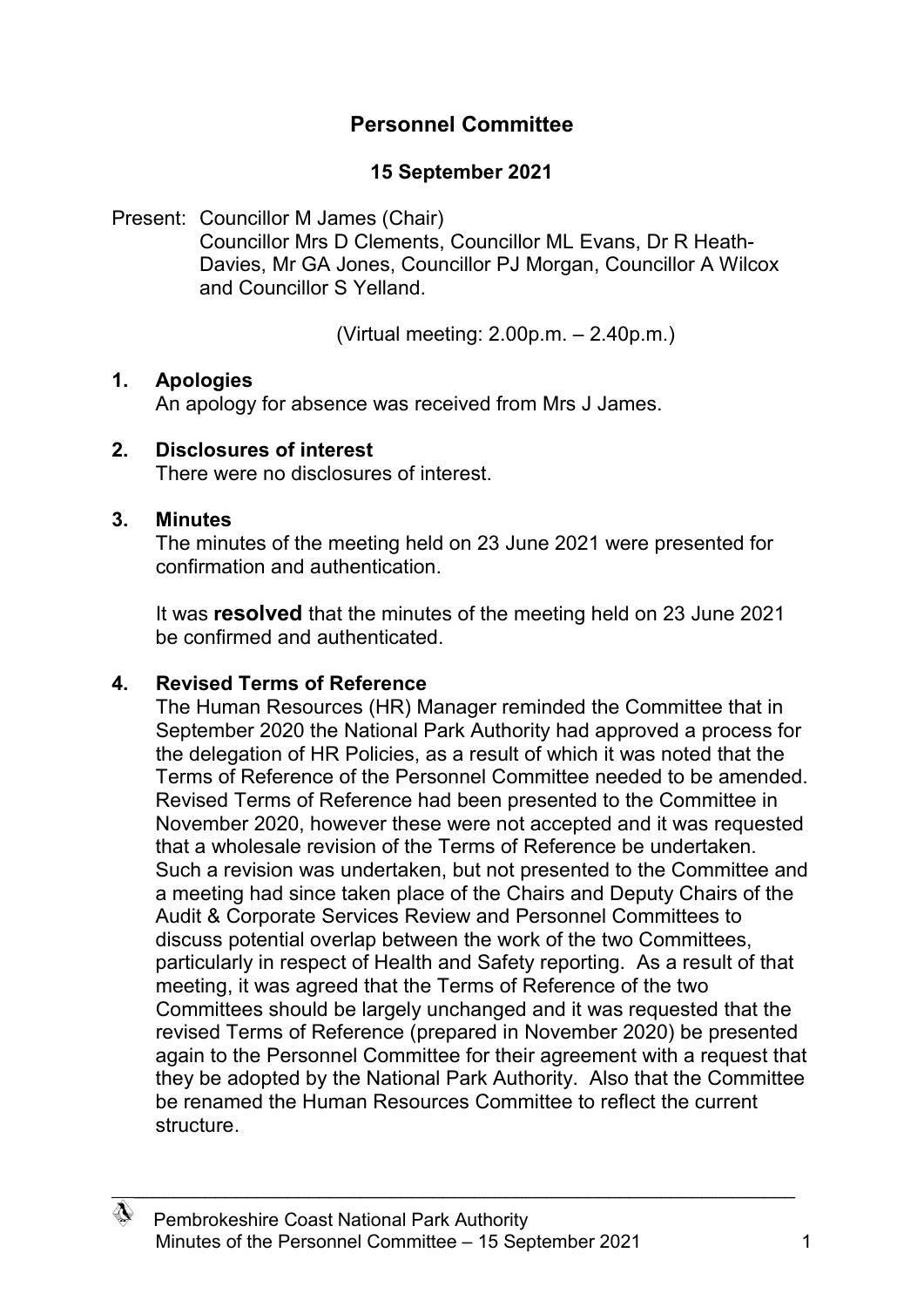# Personnel Committee

## 15 September 2021

Present: Councillor M James (Chair)
Councillor Mrs D Clements, Councillor ML Evans, Dr R Heath-Davies, Mr GA Jones, Councillor PJ Morgan, Councillor A Wilcox and Councillor S Yelland.

(Virtual meeting: 2.00p.m. – 2.40p.m.)

### 1. Apologies

An apology for absence was received from Mrs J James.

### 2. Disclosures of interest

There were no disclosures of interest.

### 3. Minutes

The minutes of the meeting held on 23 June 2021 were presented for confirmation and authentication.

It was **resolved** that the minutes of the meeting held on 23 June 2021 be confirmed and authenticated.

### 4. Revised Terms of Reference

The Human Resources (HR) Manager reminded the Committee that in September 2020 the National Park Authority had approved a process for the delegation of HR Policies, as a result of which it was noted that the Terms of Reference of the Personnel Committee needed to be amended. Revised Terms of Reference had been presented to the Committee in November 2020, however these were not accepted and it was requested that a wholesale revision of the Terms of Reference be undertaken. Such a revision was undertaken, but not presented to the Committee and a meeting had since taken place of the Chairs and Deputy Chairs of the Audit & Corporate Services Review and Personnel Committees to discuss potential overlap between the work of the two Committees, particularly in respect of Health and Safety reporting. As a result of that meeting, it was agreed that the Terms of Reference of the two Committees should be largely unchanged and it was requested that the revised Terms of Reference (prepared in November 2020) be presented again to the Personnel Committee for their agreement with a request that they be adopted by the National Park Authority. Also that the Committee be renamed the Human Resources Committee to reflect the current structure.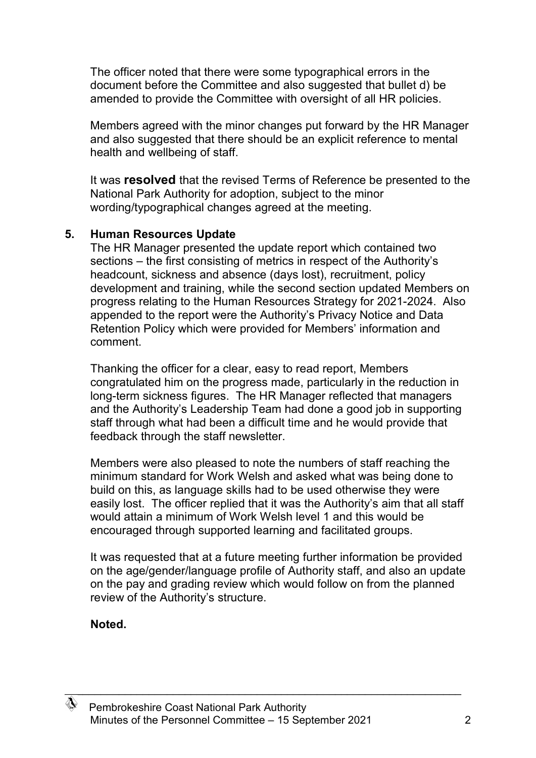The officer noted that there were some typographical errors in the document before the Committee and also suggested that bullet d) be amended to provide the Committee with oversight of all HR policies.

Members agreed with the minor changes put forward by the HR Manager and also suggested that there should be an explicit reference to mental health and wellbeing of staff.

It was **resolved** that the revised Terms of Reference be presented to the National Park Authority for adoption, subject to the minor wording/typographical changes agreed at the meeting.

**5. Human Resources Update**

The HR Manager presented the update report which contained two sections – the first consisting of metrics in respect of the Authority's headcount, sickness and absence (days lost), recruitment, policy development and training, while the second section updated Members on progress relating to the Human Resources Strategy for 2021-2024. Also appended to the report were the Authority's Privacy Notice and Data Retention Policy which were provided for Members' information and comment.

Thanking the officer for a clear, easy to read report, Members congratulated him on the progress made, particularly in the reduction in long-term sickness figures. The HR Manager reflected that managers and the Authority's Leadership Team had done a good job in supporting staff through what had been a difficult time and he would provide that feedback through the staff newsletter.

Members were also pleased to note the numbers of staff reaching the minimum standard for Work Welsh and asked what was being done to build on this, as language skills had to be used otherwise they were easily lost. The officer replied that it was the Authority's aim that all staff would attain a minimum of Work Welsh level 1 and this would be encouraged through supported learning and facilitated groups.

It was requested that at a future meeting further information be provided on the age/gender/language profile of Authority staff, and also an update on the pay and grading review which would follow on from the planned review of the Authority's structure.

**Noted.**